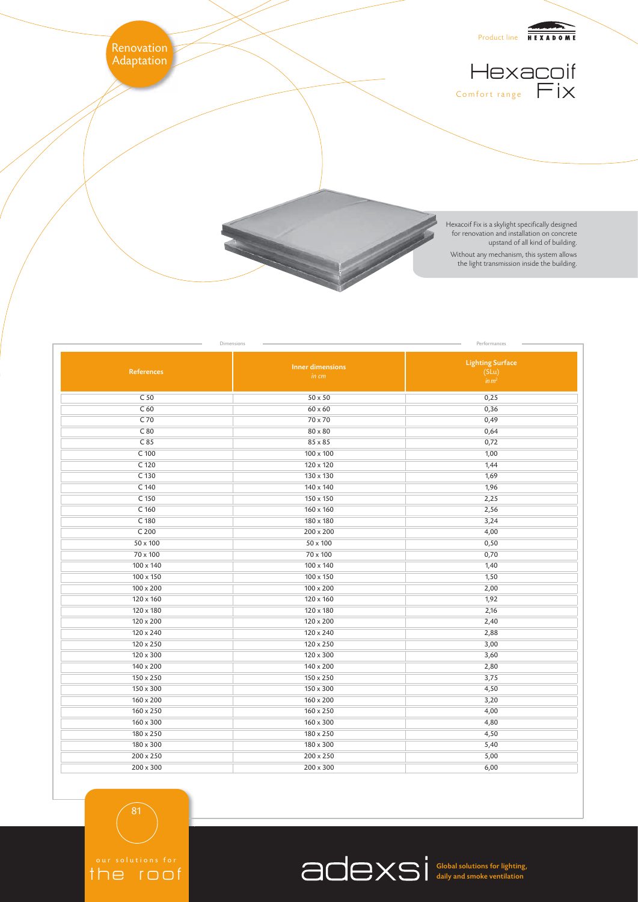Renovation
Adaptation

Product line HEXADOME

# Hexacoif Fix

Comfort range

Hexacoif Fix is a skylight specifically designed for renovation and installation on concrete upstand of all kind of building.

Without any mechanism, this system allows the light transmission inside the building.

| | Dimensions | Performances |
|---|---|---|
| **References** | **Inner dimensions** *in cm* | **Lighting Surface** (SLu) *in m²* |
| C 50 | 50 x 50 | 0,25 |
| C 60 | 60 x 60 | 0,36 |
| C 70 | 70 x 70 | 0,49 |
| C 80 | 80 x 80 | 0,64 |
| C 85 | 85 x 85 | 0,72 |
| C 100 | 100 x 100 | 1,00 |
| C 120 | 120 x 120 | 1,44 |
| C 130 | 130 x 130 | 1,69 |
| C 140 | 140 x 140 | 1,96 |
| C 150 | 150 x 150 | 2,25 |
| C 160 | 160 x 160 | 2,56 |
| C 180 | 180 x 180 | 3,24 |
| C 200 | 200 x 200 | 4,00 |
| 50 x 100 | 50 x 100 | 0,50 |
| 70 x 100 | 70 x 100 | 0,70 |
| 100 x 140 | 100 x 140 | 1,40 |
| 100 x 150 | 100 x 150 | 1,50 |
| 100 x 200 | 100 x 200 | 2,00 |
| 120 x 160 | 120 x 160 | 1,92 |
| 120 x 180 | 120 x 180 | 2,16 |
| 120 x 200 | 120 x 200 | 2,40 |
| 120 x 240 | 120 x 240 | 2,88 |
| 120 x 250 | 120 x 250 | 3,00 |
| 120 x 300 | 120 x 300 | 3,60 |
| 140 x 200 | 140 x 200 | 2,80 |
| 150 x 250 | 150 x 250 | 3,75 |
| 150 x 300 | 150 x 300 | 4,50 |
| 160 x 200 | 160 x 200 | 3,20 |
| 160 x 250 | 160 x 250 | 4,00 |
| 160 x 300 | 160 x 300 | 4,80 |
| 180 x 250 | 180 x 250 | 4,50 |
| 180 x 300 | 180 x 300 | 5,40 |
| 200 x 250 | 200 x 250 | 5,00 |
| 200 x 300 | 200 x 300 | 6,00 |

our solutions for the roof

adexsi Global solutions for lighting, daily and smoke ventilation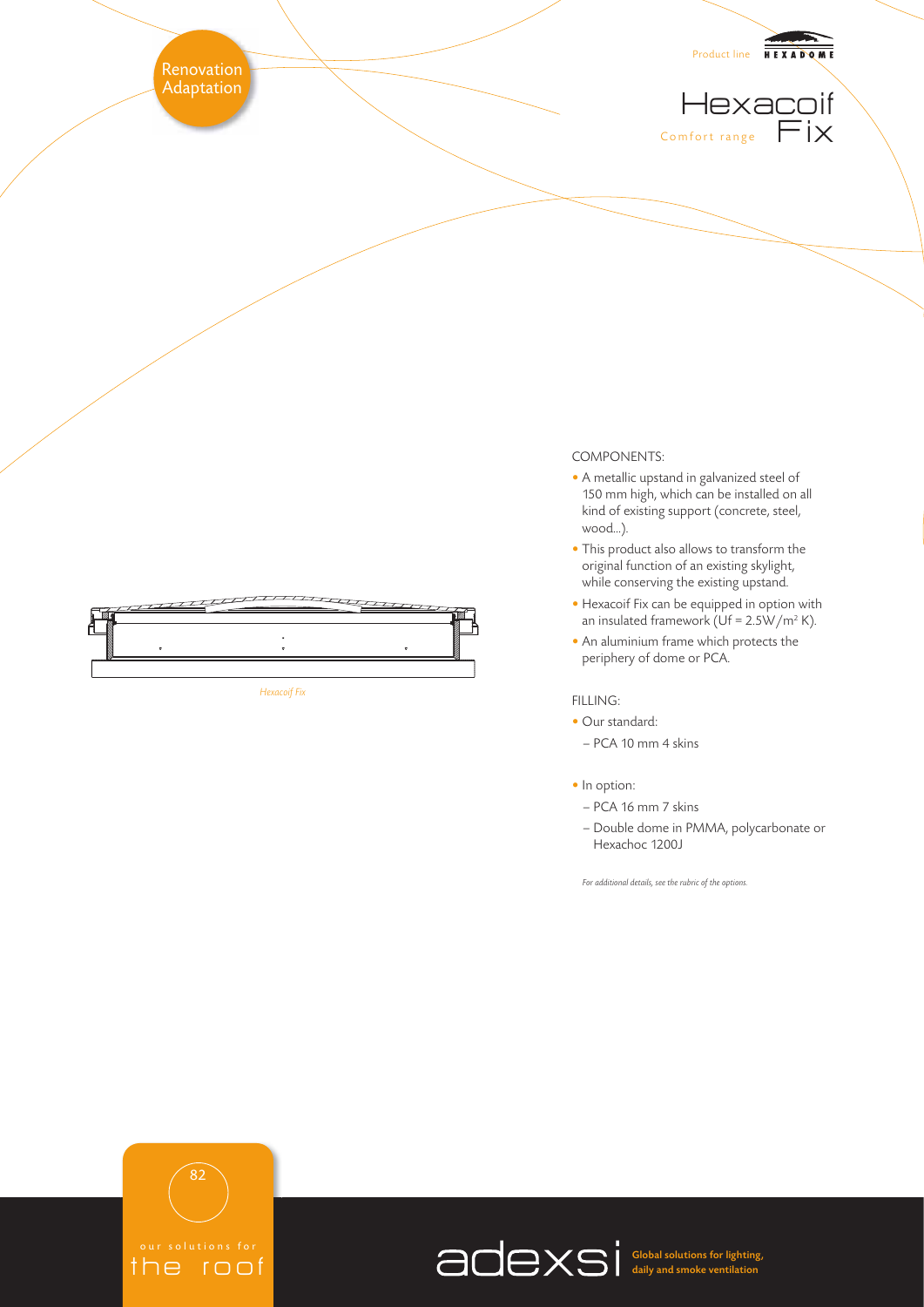Renovation
Adaptation

Product line HEXADOME

# Hexacoif Fix

Comfort range

*Hexacoif Fix*

COMPONENTS:

- A metallic upstand in galvanized steel of 150 mm high, which can be installed on all kind of existing support (concrete, steel, wood...).
- This product also allows to transform the original function of an existing skylight, while conserving the existing upstand.
- Hexacoif Fix can be equipped in option with an insulated framework (Uf = 2.5W/m² K).
- An aluminium frame which protects the periphery of dome or PCA.

FILLING:

- Our standard:
  - PCA 10 mm 4 skins
- In option:
  - PCA 16 mm 7 skins
  - Double dome in PMMA, polycarbonate or Hexachoc 1200J

*For additional details, see the rubric of the options.*

our solutions for the roof

adexsi Global solutions for lighting, daily and smoke ventilation